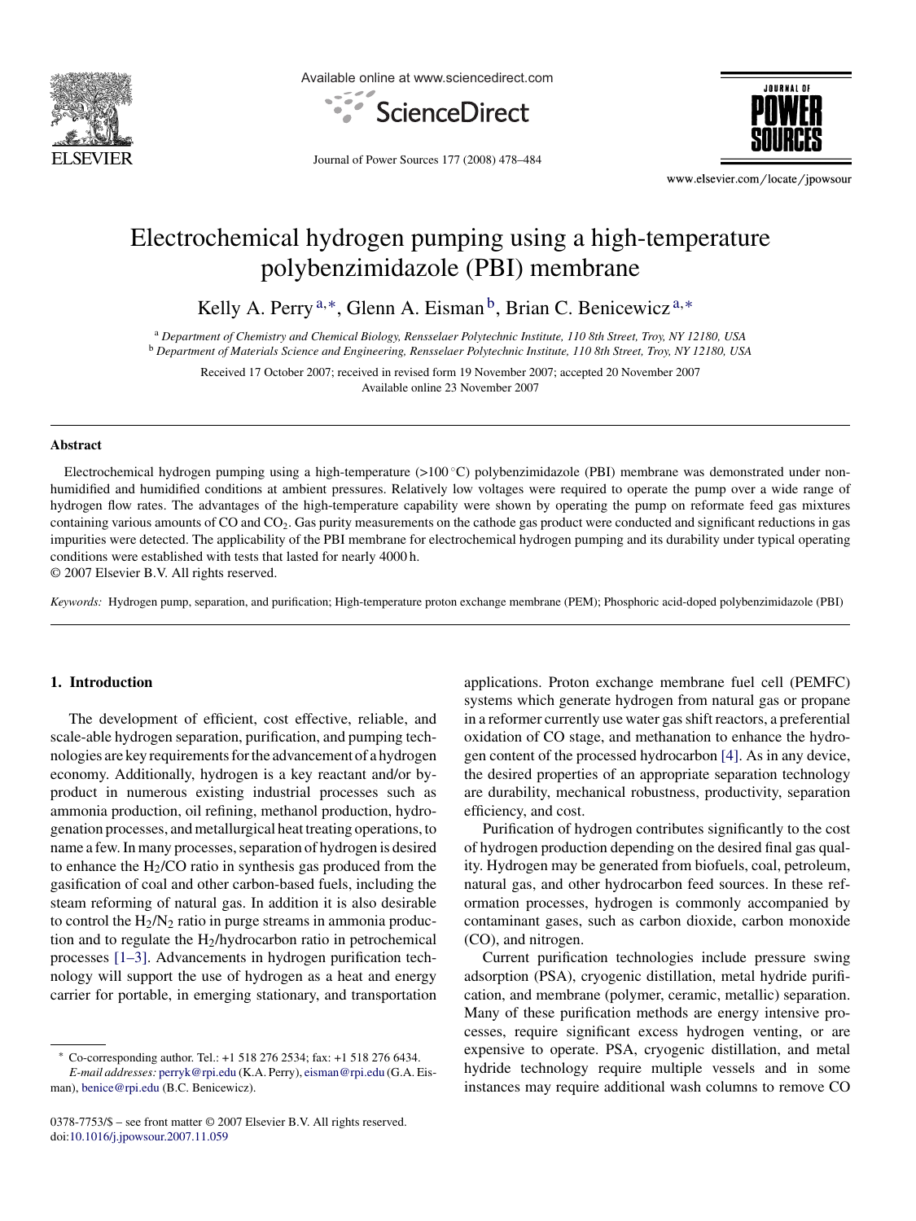# Electrochemical hydrogen pumping using a high-temperature polybenzimidazole (PBI) membrane

Kelly A. Perry [a,*], Glenn A. Eisman [b], Brian C. Benicewicz [a,*]

[a] *Department of Chemistry and Chemical Biology, Rensselaer Polytechnic Institute, 110 8th Street, Troy, NY 12180, USA*

[b] *Department of Materials Science and Engineering, Rensselaer Polytechnic Institute, 110 8th Street, Troy, NY 12180, USA*

Received 17 October 2007; received in revised form 19 November 2007; accepted 20 November 2007

Available online 23 November 2007

## Abstract

Electrochemical hydrogen pumping using a high-temperature (>100 °C) polybenzimidazole (PBI) membrane was demonstrated under non-humidified and humidified conditions at ambient pressures. Relatively low voltages were required to operate the pump over a wide range of hydrogen flow rates. The advantages of the high-temperature capability were shown by operating the pump on reformate feed gas mixtures containing various amounts of CO and $CO_2$. Gas purity measurements on the cathode gas product were conducted and significant reductions in gas impurities were detected. The applicability of the PBI membrane for electrochemical hydrogen pumping and its durability under typical operating conditions were established with tests that lasted for nearly 4000 h.

© 2007 Elsevier B.V. All rights reserved.

*Keywords:* Hydrogen pump, separation, and purification; High-temperature proton exchange membrane (PEM); Phosphoric acid-doped polybenzimidazole (PBI)

## 1. Introduction

The development of efficient, cost effective, reliable, and scale-able hydrogen separation, purification, and pumping technologies are key requirements for the advancement of a hydrogen economy. Additionally, hydrogen is a key reactant and/or by-product in numerous existing industrial processes such as ammonia production, oil refining, methanol production, hydrogenation processes, and metallurgical heat treating operations, to name a few. In many processes, separation of hydrogen is desired to enhance the $H_2$/CO ratio in synthesis gas produced from the gasification of coal and other carbon-based fuels, including the steam reforming of natural gas. In addition it is also desirable to control the $H_2/N_2$ ratio in purge streams in ammonia production and to regulate the $H_2$/hydrocarbon ratio in petrochemical processes [1–3]. Advancements in hydrogen purification technology will support the use of hydrogen as a heat and energy carrier for portable, in emerging stationary, and transportation applications. Proton exchange membrane fuel cell (PEMFC) systems which generate hydrogen from natural gas or propane in a reformer currently use water gas shift reactors, a preferential oxidation of CO stage, and methanation to enhance the hydrogen content of the processed hydrocarbon [4]. As in any device, the desired properties of an appropriate separation technology are durability, mechanical robustness, productivity, separation efficiency, and cost.

Purification of hydrogen contributes significantly to the cost of hydrogen production depending on the desired final gas quality. Hydrogen may be generated from biofuels, coal, petroleum, natural gas, and other hydrocarbon feed sources. In these reformation processes, hydrogen is commonly accompanied by contaminant gases, such as carbon dioxide, carbon monoxide (CO), and nitrogen.

Current purification technologies include pressure swing adsorption (PSA), cryogenic distillation, metal hydride purification, and membrane (polymer, ceramic, metallic) separation. Many of these purification methods are energy intensive processes, require significant excess hydrogen venting, or are expensive to operate. PSA, cryogenic distillation, and metal hydride technology require multiple vessels and in some instances may require additional wash columns to remove CO

\* Co-corresponding author. Tel.: +1 518 276 2534; fax: +1 518 276 6434.
*E-mail addresses:* perryk@rpi.edu (K.A. Perry), eisman@rpi.edu (G.A. Eisman), benice@rpi.edu (B.C. Benicewicz).

0378-7753/$ – see front matter © 2007 Elsevier B.V. All rights reserved.
doi:10.1016/j.jpowsour.2007.11.059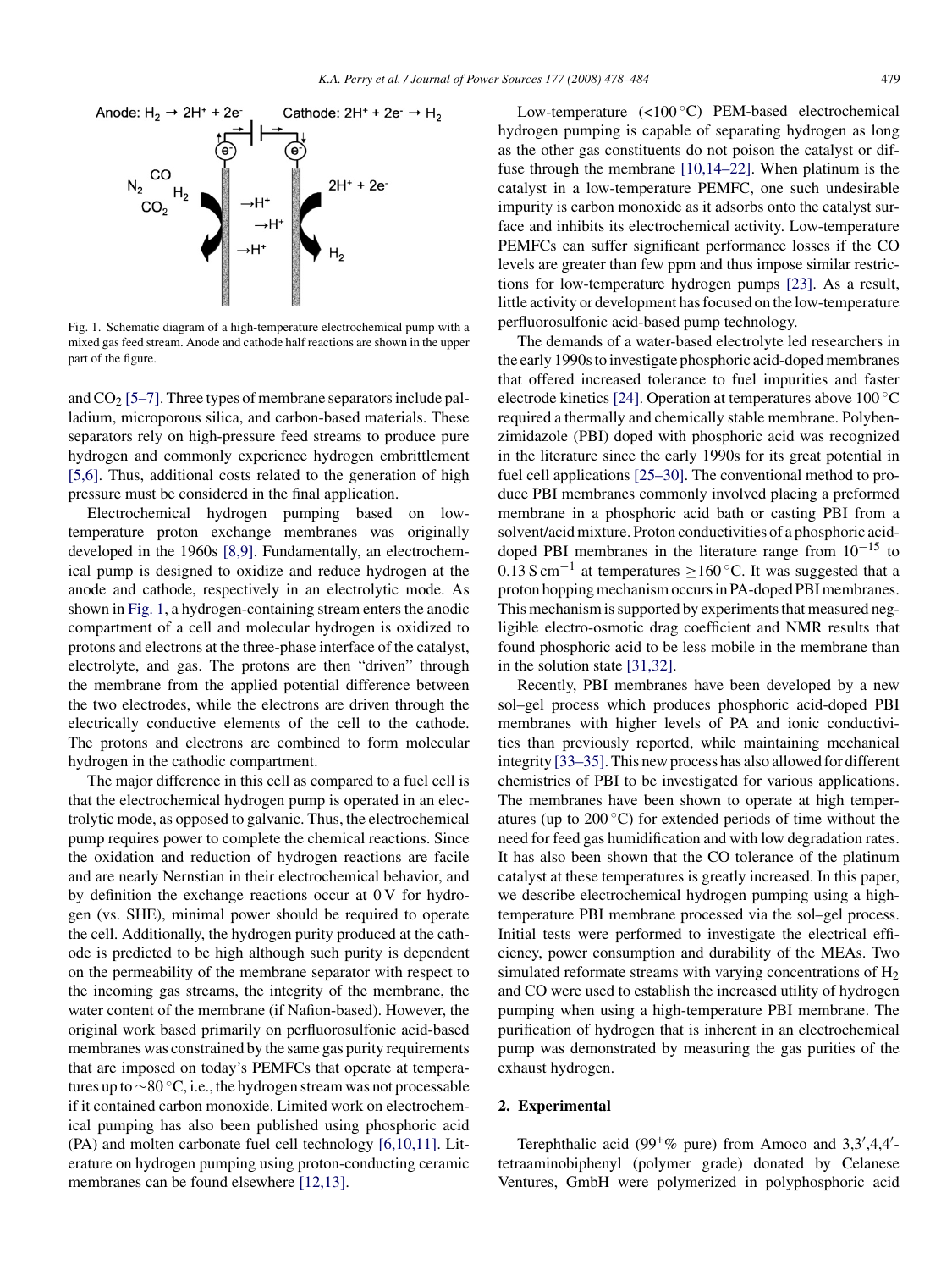Anode: $H_2 \rightarrow 2H^+ + 2e^-$ Cathode: $2H^+ + 2e^- \rightarrow H_2$

Fig. 1. Schematic diagram of a high-temperature electrochemical pump with a mixed gas feed stream. Anode and cathode half reactions are shown in the upper part of the figure.

and $CO_2$ [5–7]. Three types of membrane separators include palladium, microporous silica, and carbon-based materials. These separators rely on high-pressure feed streams to produce pure hydrogen and commonly experience hydrogen embrittlement [5,6]. Thus, additional costs related to the generation of high pressure must be considered in the final application.

Electrochemical hydrogen pumping based on low-temperature proton exchange membranes was originally developed in the 1960s [8,9]. Fundamentally, an electrochemical pump is designed to oxidize and reduce hydrogen at the anode and cathode, respectively in an electrolytic mode. As shown in Fig. 1, a hydrogen-containing stream enters the anodic compartment of a cell and molecular hydrogen is oxidized to protons and electrons at the three-phase interface of the catalyst, electrolyte, and gas. The protons are then "driven" through the membrane from the applied potential difference between the two electrodes, while the electrons are driven through the electrically conductive elements of the cell to the cathode. The protons and electrons are combined to form molecular hydrogen in the cathodic compartment.

The major difference in this cell as compared to a fuel cell is that the electrochemical hydrogen pump is operated in an electrolytic mode, as opposed to galvanic. Thus, the electrochemical pump requires power to complete the chemical reactions. Since the oxidation and reduction of hydrogen reactions are facile and are nearly Nernstian in their electrochemical behavior, and by definition the exchange reactions occur at 0 V for hydrogen (vs. SHE), minimal power should be required to operate the cell. Additionally, the hydrogen purity produced at the cathode is predicted to be high although such purity is dependent on the permeability of the membrane separator with respect to the incoming gas streams, the integrity of the membrane, the water content of the membrane (if Nafion-based). However, the original work based primarily on perfluorosulfonic acid-based membranes was constrained by the same gas purity requirements that are imposed on today's PEMFCs that operate at temperatures up to ~80 °C, i.e., the hydrogen stream was not processable if it contained carbon monoxide. Limited work on electrochemical pumping has also been published using phosphoric acid (PA) and molten carbonate fuel cell technology [6,10,11]. Literature on hydrogen pumping using proton-conducting ceramic membranes can be found elsewhere [12,13].

Low-temperature (<100 °C) PEM-based electrochemical hydrogen pumping is capable of separating hydrogen as long as the other gas constituents do not poison the catalyst or diffuse through the membrane [10,14–22]. When platinum is the catalyst in a low-temperature PEMFC, one such undesirable impurity is carbon monoxide as it adsorbs onto the catalyst surface and inhibits its electrochemical activity. Low-temperature PEMFCs can suffer significant performance losses if the CO levels are greater than few ppm and thus impose similar restrictions for low-temperature hydrogen pumps [23]. As a result, little activity or development has focused on the low-temperature perfluorosulfonic acid-based pump technology.

The demands of a water-based electrolyte led researchers in the early 1990s to investigate phosphoric acid-doped membranes that offered increased tolerance to fuel impurities and faster electrode kinetics [24]. Operation at temperatures above 100 °C required a thermally and chemically stable membrane. Polybenzimidazole (PBI) doped with phosphoric acid was recognized in the literature since the early 1990s for its great potential in fuel cell applications [25–30]. The conventional method to produce PBI membranes commonly involved placing a preformed membrane in a phosphoric acid bath or casting PBI from a solvent/acid mixture. Proton conductivities of a phosphoric acid-doped PBI membranes in the literature range from $10^{-15}$ to $0.13\ \mathrm{S\,cm^{-1}}$ at temperatures ≥160 °C. It was suggested that a proton hopping mechanism occurs in PA-doped PBI membranes. This mechanism is supported by experiments that measured negligible electro-osmotic drag coefficient and NMR results that found phosphoric acid to be less mobile in the membrane than in the solution state [31,32].

Recently, PBI membranes have been developed by a new sol–gel process which produces phosphoric acid-doped PBI membranes with higher levels of PA and ionic conductivities than previously reported, while maintaining mechanical integrity [33–35]. This new process has also allowed for different chemistries of PBI to be investigated for various applications. The membranes have been shown to operate at high temperatures (up to 200 °C) for extended periods of time without the need for feed gas humidification and with low degradation rates. It has also been shown that the CO tolerance of the platinum catalyst at these temperatures is greatly increased. In this paper, we describe electrochemical hydrogen pumping using a high-temperature PBI membrane processed via the sol–gel process. Initial tests were performed to investigate the electrical efficiency, power consumption and durability of the MEAs. Two simulated reformate streams with varying concentrations of $H_2$ and CO were used to establish the increased utility of hydrogen pumping when using a high-temperature PBI membrane. The purification of hydrogen that is inherent in an electrochemical pump was demonstrated by measuring the gas purities of the exhaust hydrogen.

## 2. Experimental

Terephthalic acid (99+% pure) from Amoco and 3,3′,4,4′-tetraaminobiphenyl (polymer grade) donated by Celanese Ventures, GmbH were polymerized in polyphosphoric acid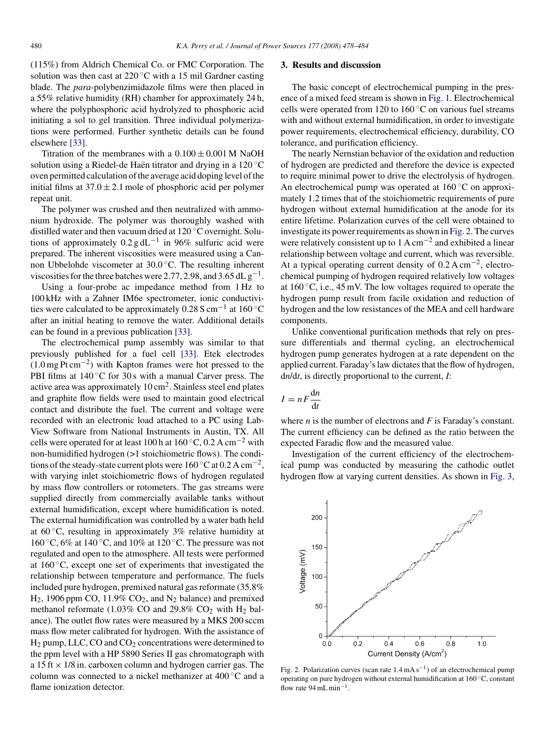(115%) from Aldrich Chemical Co. or FMC Corporation. The solution was then cast at 220 °C with a 15 mil Gardner casting blade. The *para*-polybenzimidazole films were then placed in a 55% relative humidity (RH) chamber for approximately 24 h, where the polyphosphoric acid hydrolyzed to phosphoric acid initiating a sol to gel transition. Three individual polymerizations were performed. Further synthetic details can be found elsewhere [33].

Titration of the membranes with a $0.100 \pm 0.001$ M NaOH solution using a Riedel-de Haën titrator and drying in a 120 °C oven permitted calculation of the average acid doping level of the initial films at $37.0 \pm 2.1$ mole of phosphoric acid per polymer repeat unit.

The polymer was crushed and then neutralized with ammonium hydroxide. The polymer was thoroughly washed with distilled water and then vacuum dried at 120 °C overnight. Solutions of approximately $0.2\,\mathrm{g\,dL^{-1}}$ in 96% sulfuric acid were prepared. The inherent viscosities were measured using a Cannon Ubbelohde viscometer at 30.0 °C. The resulting inherent viscosities for the three batches were 2.77, 2.98, and $3.65\,\mathrm{dL\,g^{-1}}$.

Using a four-probe ac impedance method from 1 Hz to 100 kHz with a Zahner IM6e spectrometer, ionic conductivities were calculated to be approximately $0.28\,\mathrm{S\,cm^{-1}}$ at 160 °C after an initial heating to remove the water. Additional details can be found in a previous publication [33].

The electrochemical pump assembly was similar to that previously published for a fuel cell [33]. Etek electrodes ($1.0\,\mathrm{mg\,Pt\,cm^{-2}}$) with Kapton frames were hot pressed to the PBI films at 140 °C for 30 s with a manual Carver press. The active area was approximately $10\,\mathrm{cm^2}$. Stainless steel end plates and graphite flow fields were used to maintain good electrical contact and distribute the fuel. The current and voltage were recorded with an electronic load attached to a PC using LabView Software from National Instruments in Austin, TX. All cells were operated for at least 100 h at 160 °C, $0.2\,\mathrm{A\,cm^{-2}}$ with non-humidified hydrogen (>1 stoichiometric flows). The conditions of the steady-state current plots were 160 °C at $0.2\,\mathrm{A\,cm^{-2}}$, with varying inlet stoichiometric flows of hydrogen regulated by mass flow controllers or rotometers. The gas streams were supplied directly from commercially available tanks without external humidification, except where humidification is noted. The external humidification was controlled by a water bath held at 60 °C, resulting in approximately 3% relative humidity at 160 °C, 6% at 140 °C, and 10% at 120 °C. The pressure was not regulated and open to the atmosphere. All tests were performed at 160 °C, except one set of experiments that investigated the relationship between temperature and performance. The fuels included pure hydrogen, premixed natural gas reformate (35.8% $H_2$, 1906 ppm CO, 11.9% $CO_2$, and $N_2$ balance) and premixed methanol reformate (1.03% CO and 29.8% $CO_2$ with $H_2$ balance). The outlet flow rates were measured by a MKS 200 sccm mass flow meter calibrated for hydrogen. With the assistance of $H_2$ pump, LLC, CO and $CO_2$ concentrations were determined to the ppm level with a HP 5890 Series II gas chromatograph with a 15 ft × 1/8 in. carboxen column and hydrogen carrier gas. The column was connected to a nickel methanizer at 400 °C and a flame ionization detector.

## 3. Results and discussion

The basic concept of electrochemical pumping in the presence of a mixed feed stream is shown in Fig. 1. Electrochemical cells were operated from 120 to 160 °C on various fuel streams with and without external humidification, in order to investigate power requirements, electrochemical efficiency, durability, CO tolerance, and purification efficiency.

The nearly Nernstian behavior of the oxidation and reduction of hydrogen are predicted and therefore the device is expected to require minimal power to drive the electrolysis of hydrogen. An electrochemical pump was operated at 160 °C on approximately 1.2 times that of the stoichiometric requirements of pure hydrogen without external humidification at the anode for its entire lifetime. Polarization curves of the cell were obtained to investigate its power requirements as shown in Fig. 2. The curves were relatively consistent up to $1\,\mathrm{A\,cm^{-2}}$ and exhibited a linear relationship between voltage and current, which was reversible. At a typical operating current density of $0.2\,\mathrm{A\,cm^{-2}}$, electrochemical pumping of hydrogen required relatively low voltages at 160 °C, i.e., 45 mV. The low voltages required to operate the hydrogen pump result from facile oxidation and reduction of hydrogen and the low resistances of the MEA and cell hardware components.

Unlike conventional purification methods that rely on pressure differentials and thermal cycling, an electrochemical hydrogen pump generates hydrogen at a rate dependent on the applied current. Faraday's law dictates that the flow of hydrogen, $dn/dt$, is directly proportional to the current, $I$:

$$I = nF\frac{dn}{dt}$$

where $n$ is the number of electrons and $F$ is Faraday's constant. The current efficiency can be defined as the ratio between the expected Faradic flow and the measured value.

Investigation of the current efficiency of the electrochemical pump was conducted by measuring the cathodic outlet hydrogen flow at varying current densities. As shown in Fig. 3,

Fig. 2. Polarization curves (scan rate $1.4\,\mathrm{mA\,s^{-1}}$) of an electrochemical pump operating on pure hydrogen without external humidification at 160 °C, constant flow rate $94\,\mathrm{mL\,min^{-1}}$.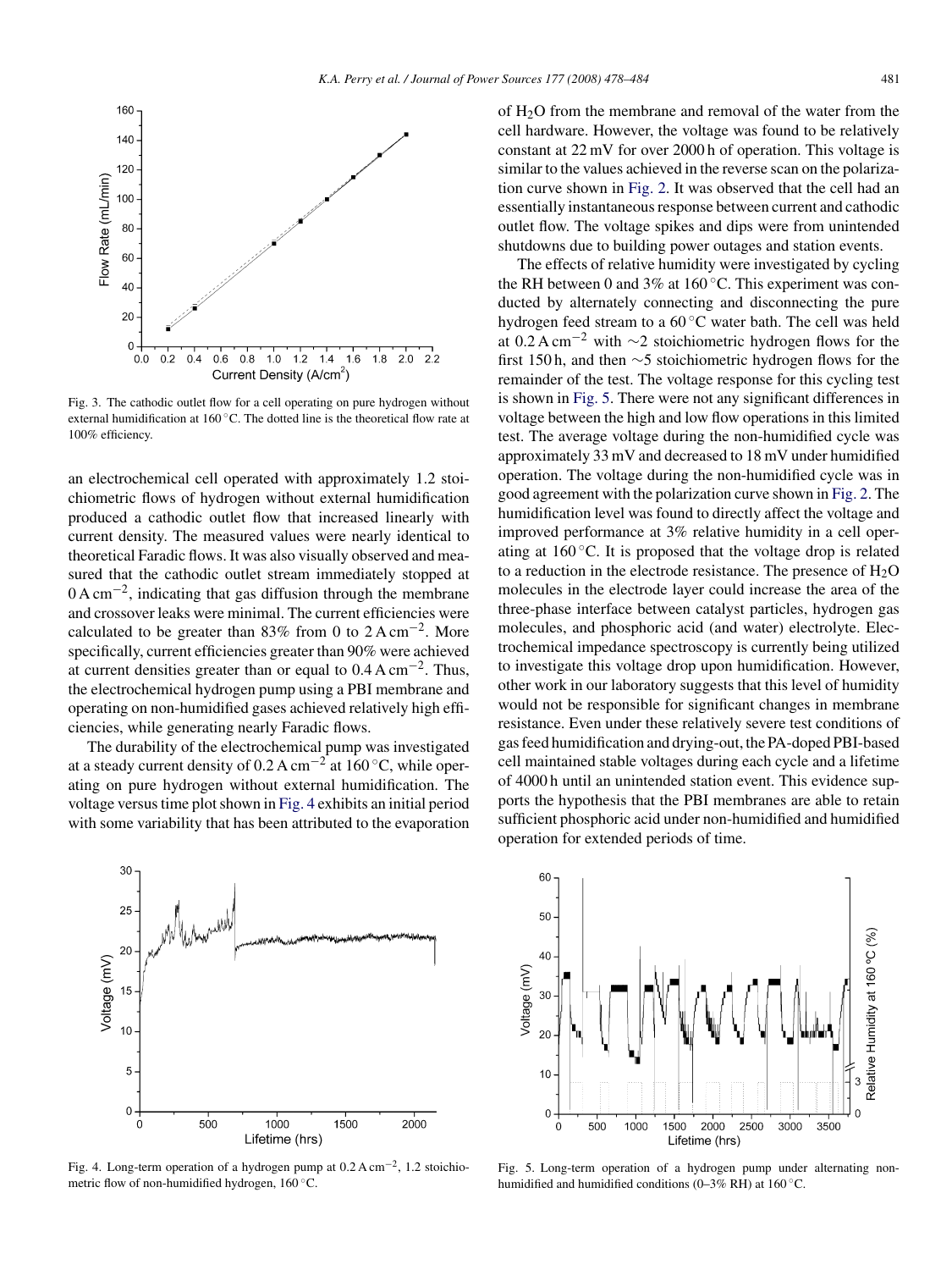Fig. 3. The cathodic outlet flow for a cell operating on pure hydrogen without external humidification at 160 °C. The dotted line is the theoretical flow rate at 100% efficiency.

an electrochemical cell operated with approximately 1.2 stoichiometric flows of hydrogen without external humidification produced a cathodic outlet flow that increased linearly with current density. The measured values were nearly identical to theoretical Faradic flows. It was also visually observed and measured that the cathodic outlet stream immediately stopped at $0\,\mathrm{A\,cm^{-2}}$, indicating that gas diffusion through the membrane and crossover leaks were minimal. The current efficiencies were calculated to be greater than 83% from 0 to $2\,\mathrm{A\,cm^{-2}}$. More specifically, current efficiencies greater than 90% were achieved at current densities greater than or equal to $0.4\,\mathrm{A\,cm^{-2}}$. Thus, the electrochemical hydrogen pump using a PBI membrane and operating on non-humidified gases achieved relatively high efficiencies, while generating nearly Faradic flows.

The durability of the electrochemical pump was investigated at a steady current density of $0.2\,\mathrm{A\,cm^{-2}}$ at 160 °C, while operating on pure hydrogen without external humidification. The voltage versus time plot shown in Fig. 4 exhibits an initial period with some variability that has been attributed to the evaporation of $H_2O$ from the membrane and removal of the water from the cell hardware. However, the voltage was found to be relatively constant at 22 mV for over 2000 h of operation. This voltage is similar to the values achieved in the reverse scan on the polarization curve shown in Fig. 2. It was observed that the cell had an essentially instantaneous response between current and cathodic outlet flow. The voltage spikes and dips were from unintended shutdowns due to building power outages and station events.

The effects of relative humidity were investigated by cycling the RH between 0 and 3% at 160 °C. This experiment was conducted by alternately connecting and disconnecting the pure hydrogen feed stream to a 60 °C water bath. The cell was held at $0.2\,\mathrm{A\,cm^{-2}}$ with ∼2 stoichiometric hydrogen flows for the first 150 h, and then ∼5 stoichiometric hydrogen flows for the remainder of the test. The voltage response for this cycling test is shown in Fig. 5. There were not any significant differences in voltage between the high and low flow operations in this limited test. The average voltage during the non-humidified cycle was approximately 33 mV and decreased to 18 mV under humidified operation. The voltage during the non-humidified cycle was in good agreement with the polarization curve shown in Fig. 2. The humidification level was found to directly affect the voltage and improved performance at 3% relative humidity in a cell operating at 160 °C. It is proposed that the voltage drop is related to a reduction in the electrode resistance. The presence of $H_2O$ molecules in the electrode layer could increase the area of the three-phase interface between catalyst particles, hydrogen gas molecules, and phosphoric acid (and water) electrolyte. Electrochemical impedance spectroscopy is currently being utilized to investigate this voltage drop upon humidification. However, other work in our laboratory suggests that this level of humidity would not be responsible for significant changes in membrane resistance. Even under these relatively severe test conditions of gas feed humidification and drying-out, the PA-doped PBI-based cell maintained stable voltages during each cycle and a lifetime of 4000 h until an unintended station event. This evidence supports the hypothesis that the PBI membranes are able to retain sufficient phosphoric acid under non-humidified and humidified operation for extended periods of time.

Fig. 4. Long-term operation of a hydrogen pump at $0.2\,\mathrm{A\,cm^{-2}}$, 1.2 stoichiometric flow of non-humidified hydrogen, 160 °C.

Fig. 5. Long-term operation of a hydrogen pump under alternating non-humidified and humidified conditions (0–3% RH) at 160 °C.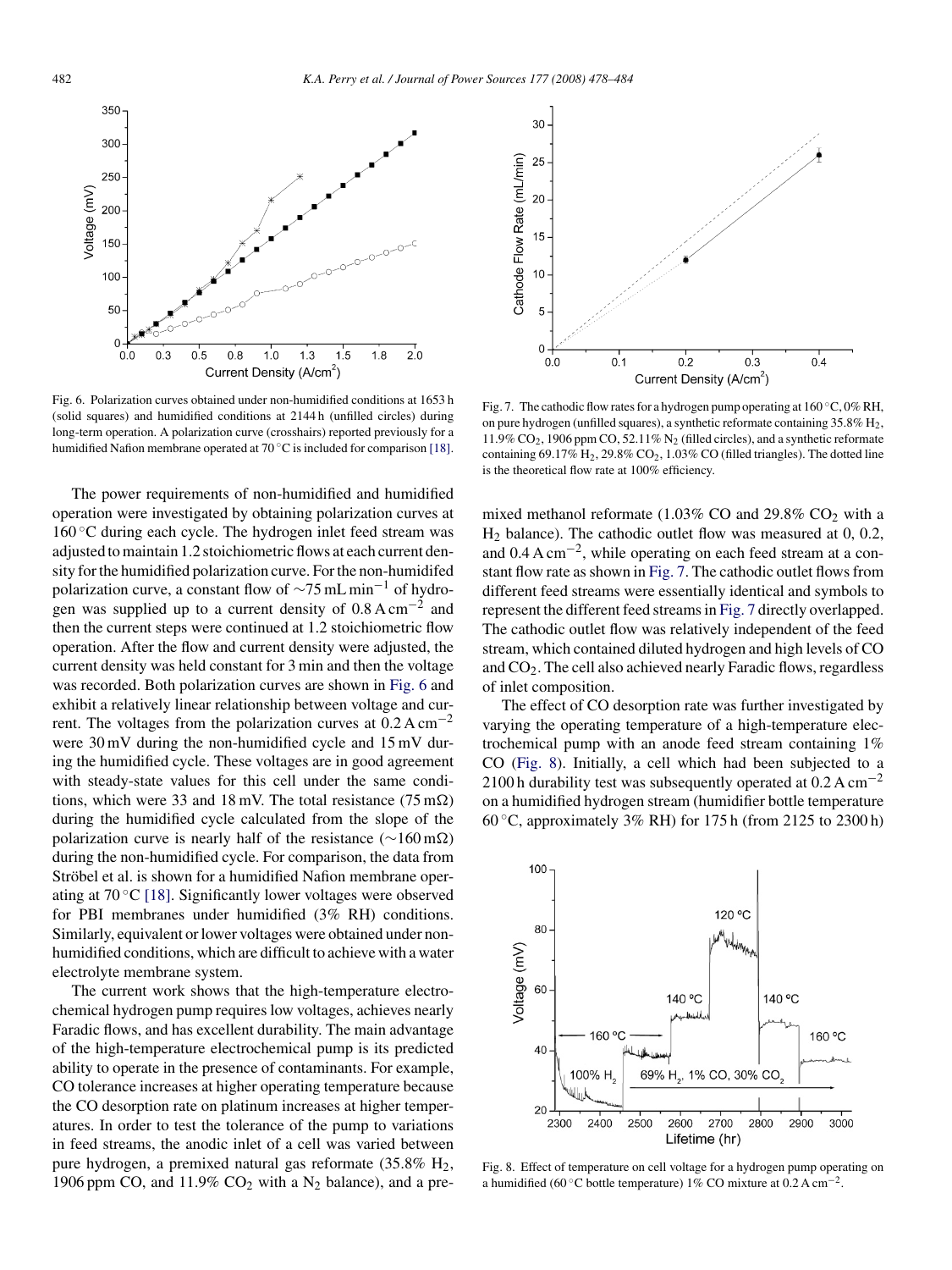Fig. 6. Polarization curves obtained under non-humidified conditions at 1653 h (solid squares) and humidified conditions at 2144 h (unfilled circles) during long-term operation. A polarization curve (crosshairs) reported previously for a humidified Nafion membrane operated at 70 °C is included for comparison [18].

The power requirements of non-humidified and humidified operation were investigated by obtaining polarization curves at 160 °C during each cycle. The hydrogen inlet feed stream was adjusted to maintain 1.2 stoichiometric flows at each current density for the humidified polarization curve. For the non-humidifed polarization curve, a constant flow of ~75 mL $min^{-1}$ of hydrogen was supplied up to a current density of 0.8 A $cm^{-2}$ and then the current steps were continued at 1.2 stoichiometric flow operation. After the flow and current density were adjusted, the current density was held constant for 3 min and then the voltage was recorded. Both polarization curves are shown in Fig. 6 and exhibit a relatively linear relationship between voltage and current. The voltages from the polarization curves at 0.2 A $cm^{-2}$ were 30 mV during the non-humidified cycle and 15 mV during the humidified cycle. These voltages are in good agreement with steady-state values for this cell under the same conditions, which were 33 and 18 mV. The total resistance (75 mΩ) during the humidified cycle calculated from the slope of the polarization curve is nearly half of the resistance (~160 mΩ) during the non-humidified cycle. For comparison, the data from Ströbel et al. is shown for a humidified Nafion membrane operating at 70 °C [18]. Significantly lower voltages were observed for PBI membranes under humidified (3% RH) conditions. Similarly, equivalent or lower voltages were obtained under non-humidified conditions, which are difficult to achieve with a water electrolyte membrane system.

The current work shows that the high-temperature electrochemical hydrogen pump requires low voltages, achieves nearly Faradic flows, and has excellent durability. The main advantage of the high-temperature electrochemical pump is its predicted ability to operate in the presence of contaminants. For example, CO tolerance increases at higher operating temperature because the CO desorption rate on platinum increases at higher temperatures. In order to test the tolerance of the pump to variations in feed streams, the anodic inlet of a cell was varied between pure hydrogen, a premixed natural gas reformate (35.8% $H_2$, 1906 ppm CO, and 11.9% $CO_2$ with a $N_2$ balance), and a premixed methanol reformate (1.03% CO and 29.8% $CO_2$ with a $H_2$ balance). The cathodic outlet flow was measured at 0, 0.2, and 0.4 A $cm^{-2}$, while operating on each feed stream at a constant flow rate as shown in Fig. 7. The cathodic outlet flows from different feed streams were essentially identical and symbols to represent the different feed streams in Fig. 7 directly overlapped. The cathodic outlet flow was relatively independent of the feed stream, which contained diluted hydrogen and high levels of CO and $CO_2$. The cell also achieved nearly Faradic flows, regardless of inlet composition.

Fig. 7. The cathodic flow rates for a hydrogen pump operating at 160 °C, 0% RH, on pure hydrogen (unfilled squares), a synthetic reformate containing 35.8% $H_2$, 11.9% $CO_2$, 1906 ppm CO, 52.11% $N_2$ (filled circles), and a synthetic reformate containing 69.17% $H_2$, 29.8% $CO_2$, 1.03% CO (filled triangles). The dotted line is the theoretical flow rate at 100% efficiency.

The effect of CO desorption rate was further investigated by varying the operating temperature of a high-temperature electrochemical pump with an anode feed stream containing 1% CO (Fig. 8). Initially, a cell which had been subjected to a 2100 h durability test was subsequently operated at 0.2 A $cm^{-2}$ on a humidified hydrogen stream (humidifier bottle temperature 60 °C, approximately 3% RH) for 175 h (from 2125 to 2300 h)

Fig. 8. Effect of temperature on cell voltage for a hydrogen pump operating on a humidified (60 °C bottle temperature) 1% CO mixture at 0.2 A $cm^{-2}$.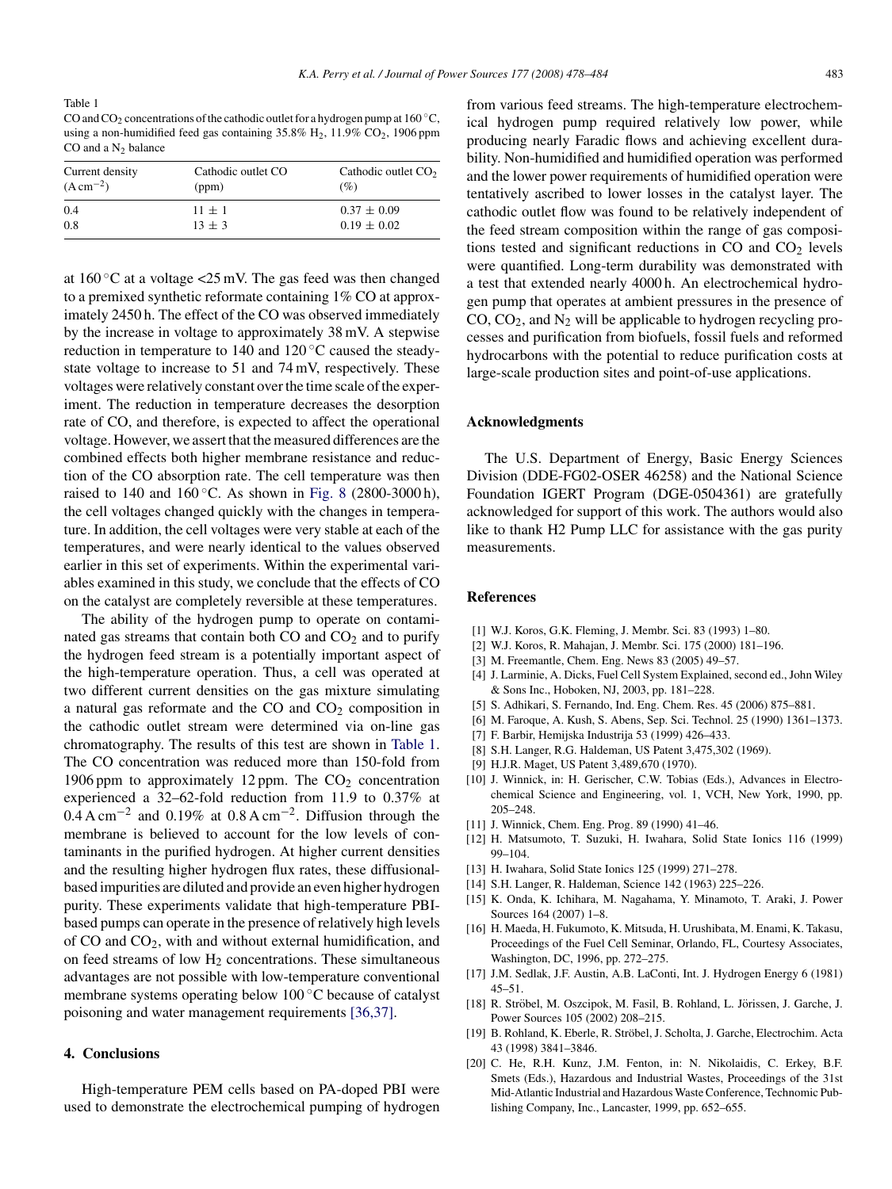Table 1
$CO$ and $CO_2$ concentrations of the cathodic outlet for a hydrogen pump at 160 °C, using a non-humidified feed gas containing 35.8% $H_2$, 11.9% $CO_2$, 1906 ppm CO and a $N_2$ balance

| Current density ($A\,cm^{-2}$) | Cathodic outlet CO (ppm) | Cathodic outlet $CO_2$ (%) |
|---|---|---|
| 0.4 | 11 ± 1 | 0.37 ± 0.09 |
| 0.8 | 13 ± 3 | 0.19 ± 0.02 |

at 160 °C at a voltage <25 mV. The gas feed was then changed to a premixed synthetic reformate containing 1% CO at approximately 2450 h. The effect of the CO was observed immediately by the increase in voltage to approximately 38 mV. A stepwise reduction in temperature to 140 and 120 °C caused the steady-state voltage to increase to 51 and 74 mV, respectively. These voltages were relatively constant over the time scale of the experiment. The reduction in temperature decreases the desorption rate of CO, and therefore, is expected to affect the operational voltage. However, we assert that the measured differences are the combined effects both higher membrane resistance and reduction of the CO absorption rate. The cell temperature was then raised to 140 and 160 °C. As shown in Fig. 8 (2800-3000 h), the cell voltages changed quickly with the changes in temperature. In addition, the cell voltages were very stable at each of the temperatures, and were nearly identical to the values observed earlier in this set of experiments. Within the experimental variables examined in this study, we conclude that the effects of CO on the catalyst are completely reversible at these temperatures.

The ability of the hydrogen pump to operate on contaminated gas streams that contain both CO and $CO_2$ and to purify the hydrogen feed stream is a potentially important aspect of the high-temperature operation. Thus, a cell was operated at two different current densities on the gas mixture simulating a natural gas reformate and the CO and $CO_2$ composition in the cathodic outlet stream were determined via on-line gas chromatography. The results of this test are shown in Table 1. The CO concentration was reduced more than 150-fold from 1906 ppm to approximately 12 ppm. The $CO_2$ concentration experienced a 32–62-fold reduction from 11.9 to 0.37% at $0.4\,A\,cm^{-2}$ and 0.19% at $0.8\,A\,cm^{-2}$. Diffusion through the membrane is believed to account for the low levels of contaminants in the purified hydrogen. At higher current densities and the resulting higher hydrogen flux rates, these diffusional-based impurities are diluted and provide an even higher hydrogen purity. These experiments validate that high-temperature PBI-based pumps can operate in the presence of relatively high levels of CO and $CO_2$, with and without external humidification, and on feed streams of low $H_2$ concentrations. These simultaneous advantages are not possible with low-temperature conventional membrane systems operating below 100 °C because of catalyst poisoning and water management requirements [36,37].

## 4. Conclusions

High-temperature PEM cells based on PA-doped PBI were used to demonstrate the electrochemical pumping of hydrogen from various feed streams. The high-temperature electrochemical hydrogen pump required relatively low power, while producing nearly Faradic flows and achieving excellent durability. Non-humidified and humidified operation was performed and the lower power requirements of humidified operation were tentatively ascribed to lower losses in the catalyst layer. The cathodic outlet flow was found to be relatively independent of the feed stream composition within the range of gas compositions tested and significant reductions in CO and $CO_2$ levels were quantified. Long-term durability was demonstrated with a test that extended nearly 4000 h. An electrochemical hydrogen pump that operates at ambient pressures in the presence of CO, $CO_2$, and $N_2$ will be applicable to hydrogen recycling processes and purification from biofuels, fossil fuels and reformed hydrocarbons with the potential to reduce purification costs at large-scale production sites and point-of-use applications.

## Acknowledgments

The U.S. Department of Energy, Basic Energy Sciences Division (DDE-FG02-OSER 46258) and the National Science Foundation IGERT Program (DGE-0504361) are gratefully acknowledged for support of this work. The authors would also like to thank H2 Pump LLC for assistance with the gas purity measurements.

## References

[1] W.J. Koros, G.K. Fleming, J. Membr. Sci. 83 (1993) 1–80.
[2] W.J. Koros, R. Mahajan, J. Membr. Sci. 175 (2000) 181–196.
[3] M. Freemantle, Chem. Eng. News 83 (2005) 49–57.
[4] J. Larminie, A. Dicks, Fuel Cell System Explained, second ed., John Wiley & Sons Inc., Hoboken, NJ, 2003, pp. 181–228.
[5] S. Adhikari, S. Fernando, Ind. Eng. Chem. Res. 45 (2006) 875–881.
[6] M. Faroque, A. Kush, S. Abens, Sep. Sci. Technol. 25 (1990) 1361–1373.
[7] F. Barbir, Hemijska Industrija 53 (1999) 426–433.
[8] S.H. Langer, R.G. Haldeman, US Patent 3,475,302 (1969).
[9] H.J.R. Maget, US Patent 3,489,670 (1970).
[10] J. Winnick, in: H. Gerischer, C.W. Tobias (Eds.), Advances in Electrochemical Science and Engineering, vol. 1, VCH, New York, 1990, pp. 205–248.
[11] J. Winnick, Chem. Eng. Prog. 89 (1990) 41–46.
[12] H. Matsumoto, T. Suzuki, H. Iwahara, Solid State Ionics 116 (1999) 99–104.
[13] H. Iwahara, Solid State Ionics 125 (1999) 271–278.
[14] S.H. Langer, R. Haldeman, Science 142 (1963) 225–226.
[15] K. Onda, K. Ichihara, M. Nagahama, Y. Minamoto, T. Araki, J. Power Sources 164 (2007) 1–8.
[16] H. Maeda, H. Fukumoto, K. Mitsuda, H. Urushibata, M. Enami, K. Takasu, Proceedings of the Fuel Cell Seminar, Orlando, FL, Courtesy Associates, Washington, DC, 1996, pp. 272–275.
[17] J.M. Sedlak, J.F. Austin, A.B. LaConti, Int. J. Hydrogen Energy 6 (1981) 45–51.
[18] R. Ströbel, M. Oszcipok, M. Fasil, B. Rohland, L. Jörissen, J. Garche, J. Power Sources 105 (2002) 208–215.
[19] B. Rohland, K. Eberle, R. Ströbel, J. Scholta, J. Garche, Electrochim. Acta 43 (1998) 3841–3846.
[20] C. He, R.H. Kunz, J.M. Fenton, in: N. Nikolaidis, C. Erkey, B.F. Smets (Eds.), Hazardous and Industrial Wastes, Proceedings of the 31st Mid-Atlantic Industrial and Hazardous Waste Conference, Technomic Publishing Company, Inc., Lancaster, 1999, pp. 652–655.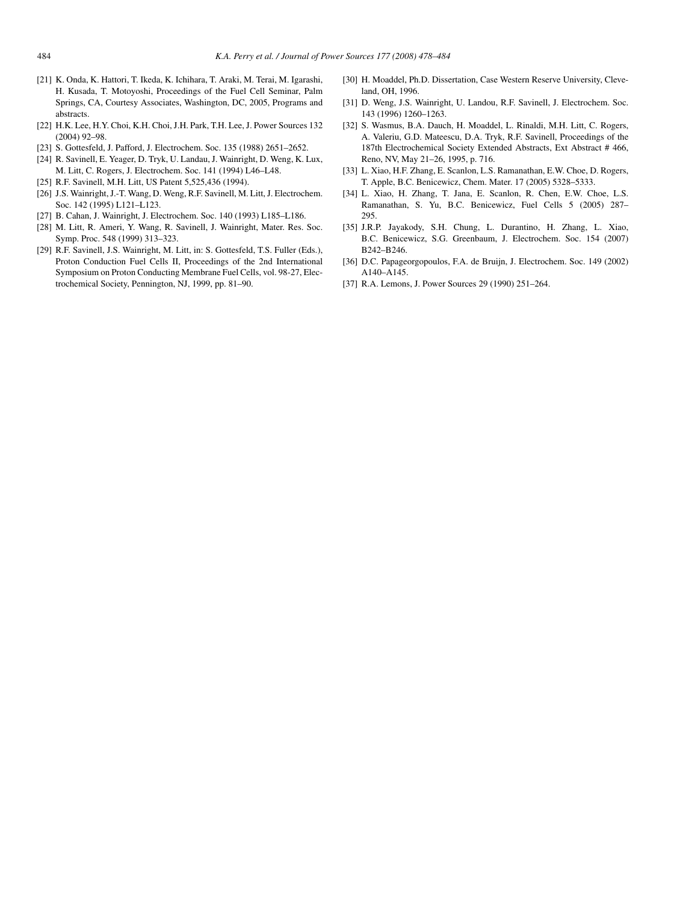[21] K. Onda, K. Hattori, T. Ikeda, K. Ichihara, T. Araki, M. Terai, M. Igarashi, H. Kusada, T. Motoyoshi, Proceedings of the Fuel Cell Seminar, Palm Springs, CA, Courtesy Associates, Washington, DC, 2005, Programs and abstracts.

[22] H.K. Lee, H.Y. Choi, K.H. Choi, J.H. Park, T.H. Lee, J. Power Sources 132 (2004) 92–98.

[23] S. Gottesfeld, J. Pafford, J. Electrochem. Soc. 135 (1988) 2651–2652.

[24] R. Savinell, E. Yeager, D. Tryk, U. Landau, J. Wainright, D. Weng, K. Lux, M. Litt, C. Rogers, J. Electrochem. Soc. 141 (1994) L46–L48.

[25] R.F. Savinell, M.H. Litt, US Patent 5,525,436 (1994).

[26] J.S. Wainright, J.-T. Wang, D. Weng, R.F. Savinell, M. Litt, J. Electrochem. Soc. 142 (1995) L121–L123.

[27] B. Cahan, J. Wainright, J. Electrochem. Soc. 140 (1993) L185–L186.

[28] M. Litt, R. Ameri, Y. Wang, R. Savinell, J. Wainright, Mater. Res. Soc. Symp. Proc. 548 (1999) 313–323.

[29] R.F. Savinell, J.S. Wainright, M. Litt, in: S. Gottesfeld, T.S. Fuller (Eds.), Proton Conduction Fuel Cells II, Proceedings of the 2nd International Symposium on Proton Conducting Membrane Fuel Cells, vol. 98-27, Electrochemical Society, Pennington, NJ, 1999, pp. 81–90.

[30] H. Moaddel, Ph.D. Dissertation, Case Western Reserve University, Cleveland, OH, 1996.

[31] D. Weng, J.S. Wainright, U. Landou, R.F. Savinell, J. Electrochem. Soc. 143 (1996) 1260–1263.

[32] S. Wasmus, B.A. Dauch, H. Moaddel, L. Rinaldi, M.H. Litt, C. Rogers, A. Valeriu, G.D. Mateescu, D.A. Tryk, R.F. Savinell, Proceedings of the 187th Electrochemical Society Extended Abstracts, Ext Abstract # 466, Reno, NV, May 21–26, 1995, p. 716.

[33] L. Xiao, H.F. Zhang, E. Scanlon, L.S. Ramanathan, E.W. Choe, D. Rogers, T. Apple, B.C. Benicewicz, Chem. Mater. 17 (2005) 5328–5333.

[34] L. Xiao, H. Zhang, T. Jana, E. Scanlon, R. Chen, E.W. Choe, L.S. Ramanathan, S. Yu, B.C. Benicewicz, Fuel Cells 5 (2005) 287–295.

[35] J.R.P. Jayakody, S.H. Chung, L. Durantino, H. Zhang, L. Xiao, B.C. Benicewicz, S.G. Greenbaum, J. Electrochem. Soc. 154 (2007) B242–B246.

[36] D.C. Papageorgopoulos, F.A. de Bruijn, J. Electrochem. Soc. 149 (2002) A140–A145.

[37] R.A. Lemons, J. Power Sources 29 (1990) 251–264.